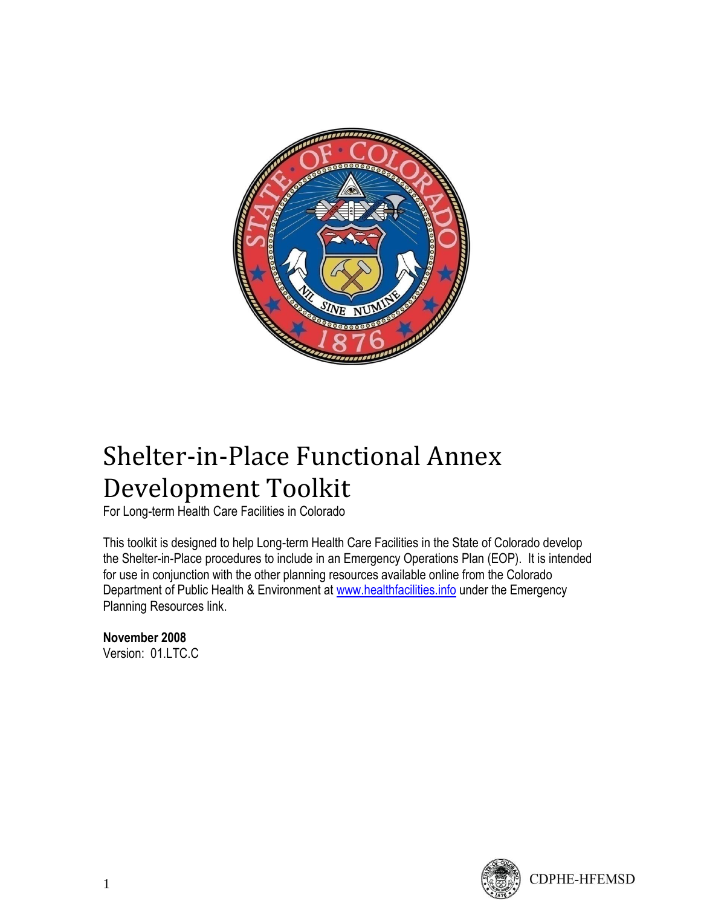# Shelter-in-Place Functional Annex Development Toolkit

For Long-term Health Care Facilities in Colorado

This toolkit is designed to help Long-term Health Care Facilities in the State of Colorado develop the Shelter-in-Place procedures to include in an Emergency Operations Plan (EOP). It is intended for use in conjunction with the other planning resources available online from the Colorado Department of Public Health & Environment at [www.healthfacilities.info](http://www.healthfacilities.info) under the Emergency Planning Resources link.

**November 2008**
Version: 01.LTC.C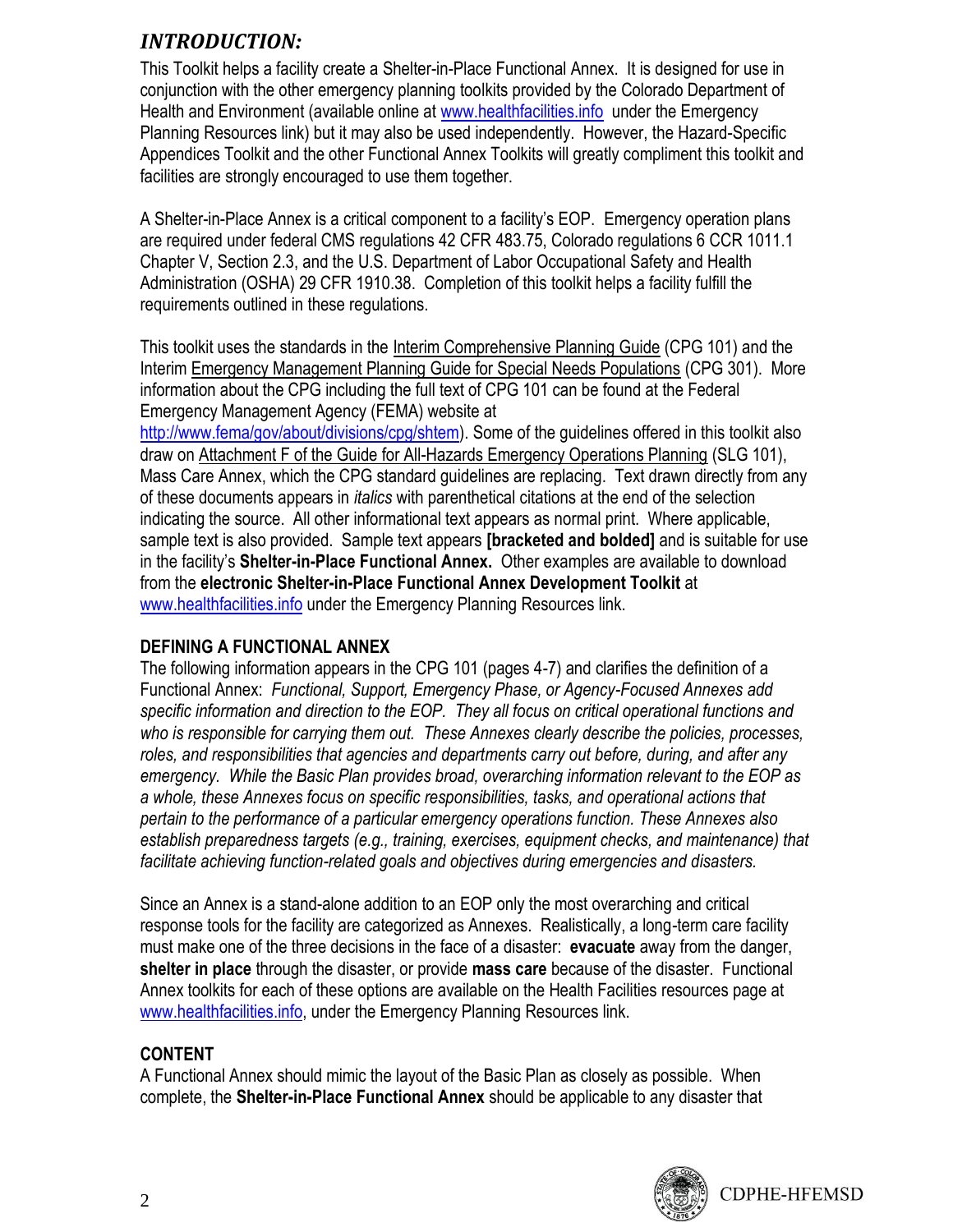## *INTRODUCTION:*

This Toolkit helps a facility create a Shelter-in-Place Functional Annex. It is designed for use in conjunction with the other emergency planning toolkits provided by the Colorado Department of Health and Environment (available online at www.healthfacilities.info under the Emergency Planning Resources link) but it may also be used independently. However, the Hazard-Specific Appendices Toolkit and the other Functional Annex Toolkits will greatly compliment this toolkit and facilities are strongly encouraged to use them together.

A Shelter-in-Place Annex is a critical component to a facility's EOP. Emergency operation plans are required under federal CMS regulations 42 CFR 483.75, Colorado regulations 6 CCR 1011.1 Chapter V, Section 2.3, and the U.S. Department of Labor Occupational Safety and Health Administration (OSHA) 29 CFR 1910.38. Completion of this toolkit helps a facility fulfill the requirements outlined in these regulations.

This toolkit uses the standards in the Interim Comprehensive Planning Guide (CPG 101) and the Interim Emergency Management Planning Guide for Special Needs Populations (CPG 301). More information about the CPG including the full text of CPG 101 can be found at the Federal Emergency Management Agency (FEMA) website at http://www.fema/gov/about/divisions/cpg/shtem). Some of the guidelines offered in this toolkit also draw on Attachment F of the Guide for All-Hazards Emergency Operations Planning (SLG 101), Mass Care Annex, which the CPG standard guidelines are replacing. Text drawn directly from any of these documents appears in *italics* with parenthetical citations at the end of the selection indicating the source. All other informational text appears as normal print. Where applicable, sample text is also provided. Sample text appears **[bracketed and bolded]** and is suitable for use in the facility's **Shelter-in-Place Functional Annex.** Other examples are available to download from the **electronic Shelter-in-Place Functional Annex Development Toolkit** at www.healthfacilities.info under the Emergency Planning Resources link.

### DEFINING A FUNCTIONAL ANNEX

The following information appears in the CPG 101 (pages 4-7) and clarifies the definition of a Functional Annex: *Functional, Support, Emergency Phase, or Agency-Focused Annexes add specific information and direction to the EOP. They all focus on critical operational functions and who is responsible for carrying them out. These Annexes clearly describe the policies, processes, roles, and responsibilities that agencies and departments carry out before, during, and after any emergency. While the Basic Plan provides broad, overarching information relevant to the EOP as a whole, these Annexes focus on specific responsibilities, tasks, and operational actions that pertain to the performance of a particular emergency operations function. These Annexes also establish preparedness targets (e.g., training, exercises, equipment checks, and maintenance) that facilitate achieving function-related goals and objectives during emergencies and disasters.*

Since an Annex is a stand-alone addition to an EOP only the most overarching and critical response tools for the facility are categorized as Annexes. Realistically, a long-term care facility must make one of the three decisions in the face of a disaster: **evacuate** away from the danger, **shelter in place** through the disaster, or provide **mass care** because of the disaster. Functional Annex toolkits for each of these options are available on the Health Facilities resources page at www.healthfacilities.info, under the Emergency Planning Resources link.

### CONTENT

A Functional Annex should mimic the layout of the Basic Plan as closely as possible. When complete, the **Shelter-in-Place Functional Annex** should be applicable to any disaster that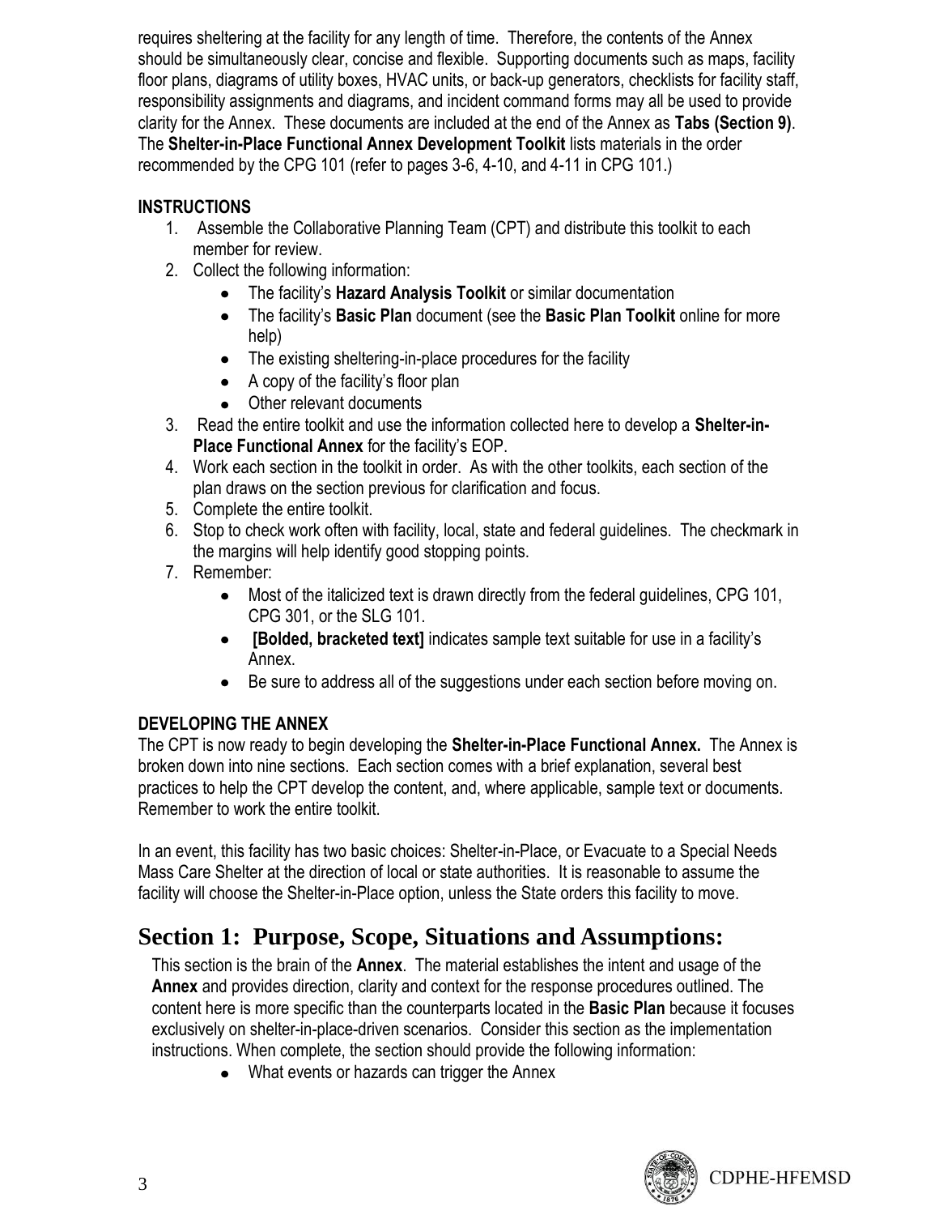requires sheltering at the facility for any length of time. Therefore, the contents of the Annex should be simultaneously clear, concise and flexible. Supporting documents such as maps, facility floor plans, diagrams of utility boxes, HVAC units, or back-up generators, checklists for facility staff, responsibility assignments and diagrams, and incident command forms may all be used to provide clarity for the Annex. These documents are included at the end of the Annex as **Tabs (Section 9)**. The **Shelter-in-Place Functional Annex Development Toolkit** lists materials in the order recommended by the CPG 101 (refer to pages 3-6, 4-10, and 4-11 in CPG 101.)

**INSTRUCTIONS**

1. Assemble the Collaborative Planning Team (CPT) and distribute this toolkit to each member for review.
2. Collect the following information:
   - The facility's **Hazard Analysis Toolkit** or similar documentation
   - The facility's **Basic Plan** document (see the **Basic Plan Toolkit** online for more help)
   - The existing sheltering-in-place procedures for the facility
   - A copy of the facility's floor plan
   - Other relevant documents
3. Read the entire toolkit and use the information collected here to develop a **Shelter-in-Place Functional Annex** for the facility's EOP.
4. Work each section in the toolkit in order. As with the other toolkits, each section of the plan draws on the section previous for clarification and focus.
5. Complete the entire toolkit.
6. Stop to check work often with facility, local, state and federal guidelines. The checkmark in the margins will help identify good stopping points.
7. Remember:
   - Most of the italicized text is drawn directly from the federal guidelines, CPG 101, CPG 301, or the SLG 101.
   - **[Bolded, bracketed text]** indicates sample text suitable for use in a facility's Annex.
   - Be sure to address all of the suggestions under each section before moving on.

**DEVELOPING THE ANNEX**

The CPT is now ready to begin developing the **Shelter-in-Place Functional Annex.** The Annex is broken down into nine sections. Each section comes with a brief explanation, several best practices to help the CPT develop the content, and, where applicable, sample text or documents. Remember to work the entire toolkit.

In an event, this facility has two basic choices: Shelter-in-Place, or Evacuate to a Special Needs Mass Care Shelter at the direction of local or state authorities. It is reasonable to assume the facility will choose the Shelter-in-Place option, unless the State orders this facility to move.

# Section 1: Purpose, Scope, Situations and Assumptions:

This section is the brain of the **Annex**. The material establishes the intent and usage of the **Annex** and provides direction, clarity and context for the response procedures outlined. The content here is more specific than the counterparts located in the **Basic Plan** because it focuses exclusively on shelter-in-place-driven scenarios. Consider this section as the implementation instructions. When complete, the section should provide the following information:

- What events or hazards can trigger the Annex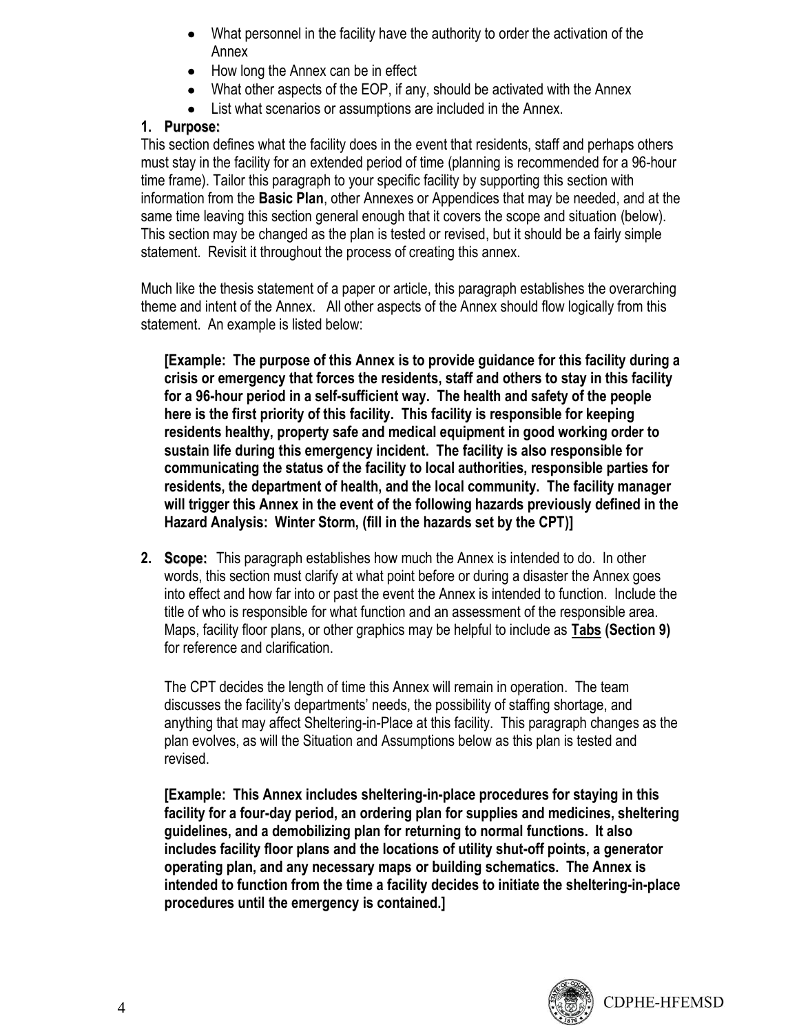- What personnel in the facility have the authority to order the activation of the Annex
- How long the Annex can be in effect
- What other aspects of the EOP, if any, should be activated with the Annex
- List what scenarios or assumptions are included in the Annex.

**1. Purpose:**

This section defines what the facility does in the event that residents, staff and perhaps others must stay in the facility for an extended period of time (planning is recommended for a 96-hour time frame). Tailor this paragraph to your specific facility by supporting this section with information from the **Basic Plan**, other Annexes or Appendices that may be needed, and at the same time leaving this section general enough that it covers the scope and situation (below). This section may be changed as the plan is tested or revised, but it should be a fairly simple statement. Revisit it throughout the process of creating this annex.

Much like the thesis statement of a paper or article, this paragraph establishes the overarching theme and intent of the Annex. All other aspects of the Annex should flow logically from this statement. An example is listed below:

**[Example: The purpose of this Annex is to provide guidance for this facility during a crisis or emergency that forces the residents, staff and others to stay in this facility for a 96-hour period in a self-sufficient way. The health and safety of the people here is the first priority of this facility. This facility is responsible for keeping residents healthy, property safe and medical equipment in good working order to sustain life during this emergency incident. The facility is also responsible for communicating the status of the facility to local authorities, responsible parties for residents, the department of health, and the local community. The facility manager will trigger this Annex in the event of the following hazards previously defined in the Hazard Analysis: Winter Storm, (fill in the hazards set by the CPT)]**

**2. Scope:** This paragraph establishes how much the Annex is intended to do. In other words, this section must clarify at what point before or during a disaster the Annex goes into effect and how far into or past the event the Annex is intended to function. Include the title of who is responsible for what function and an assessment of the responsible area. Maps, facility floor plans, or other graphics may be helpful to include as **Tabs (Section 9)** for reference and clarification.

The CPT decides the length of time this Annex will remain in operation. The team discusses the facility's departments' needs, the possibility of staffing shortage, and anything that may affect Sheltering-in-Place at this facility. This paragraph changes as the plan evolves, as will the Situation and Assumptions below as this plan is tested and revised.

**[Example: This Annex includes sheltering-in-place procedures for staying in this facility for a four-day period, an ordering plan for supplies and medicines, sheltering guidelines, and a demobilizing plan for returning to normal functions. It also includes facility floor plans and the locations of utility shut-off points, a generator operating plan, and any necessary maps or building schematics. The Annex is intended to function from the time a facility decides to initiate the sheltering-in-place procedures until the emergency is contained.]**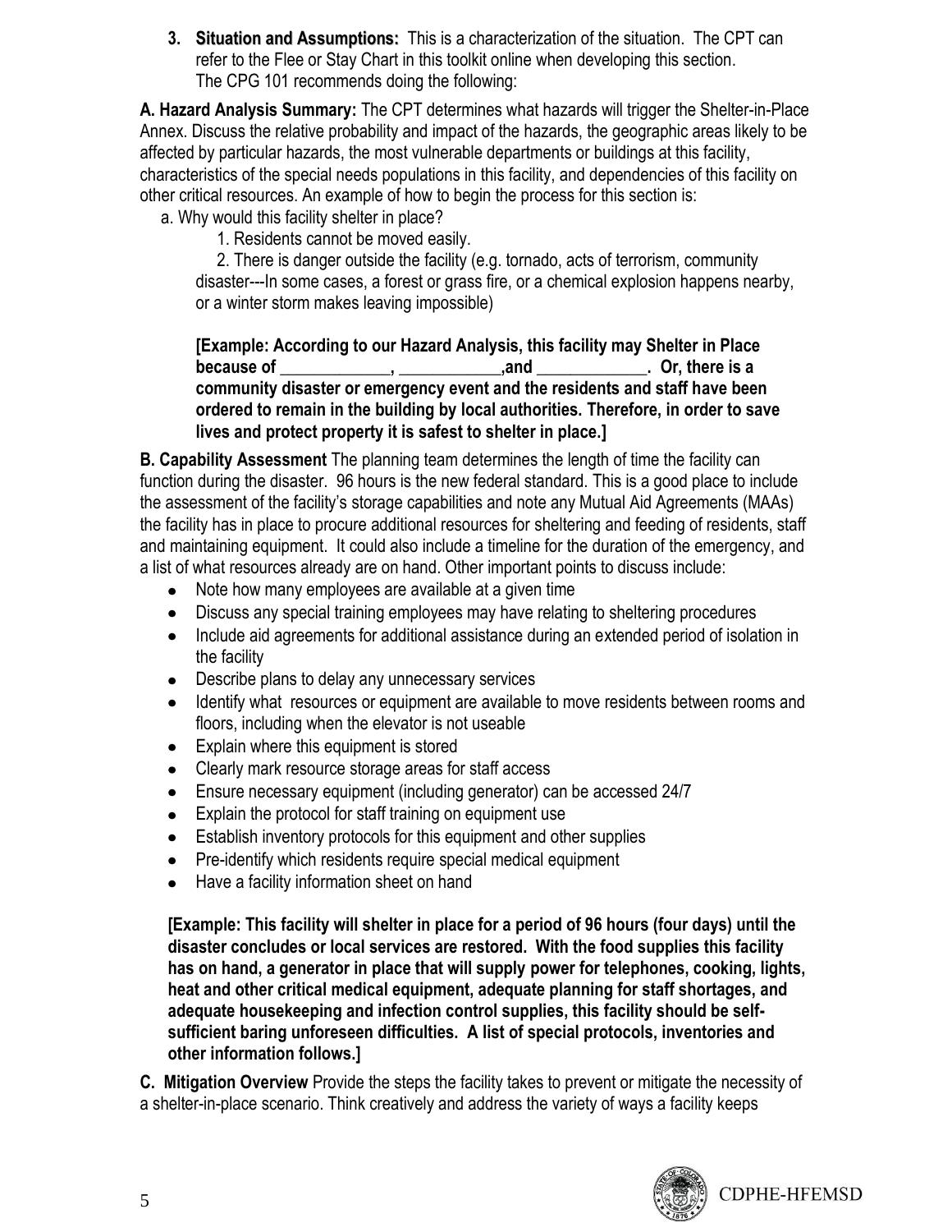**3. Situation and Assumptions:** This is a characterization of the situation. The CPT can refer to the Flee or Stay Chart in this toolkit online when developing this section. The CPG 101 recommends doing the following:

**A. Hazard Analysis Summary:** The CPT determines what hazards will trigger the Shelter-in-Place Annex. Discuss the relative probability and impact of the hazards, the geographic areas likely to be affected by particular hazards, the most vulnerable departments or buildings at this facility, characteristics of the special needs populations in this facility, and dependencies of this facility on other critical resources. An example of how to begin the process for this section is:

a. Why would this facility shelter in place?

1. Residents cannot be moved easily.
2. There is danger outside the facility (e.g. tornado, acts of terrorism, community disaster---In some cases, a forest or grass fire, or a chemical explosion happens nearby, or a winter storm makes leaving impossible)

**[Example: According to our Hazard Analysis, this facility may Shelter in Place because of _____________, ____________,and _____________. Or, there is a community disaster or emergency event and the residents and staff have been ordered to remain in the building by local authorities. Therefore, in order to save lives and protect property it is safest to shelter in place.]**

**B. Capability Assessment** The planning team determines the length of time the facility can function during the disaster. 96 hours is the new federal standard. This is a good place to include the assessment of the facility's storage capabilities and note any Mutual Aid Agreements (MAAs) the facility has in place to procure additional resources for sheltering and feeding of residents, staff and maintaining equipment. It could also include a timeline for the duration of the emergency, and a list of what resources already are on hand. Other important points to discuss include:

- Note how many employees are available at a given time
- Discuss any special training employees may have relating to sheltering procedures
- Include aid agreements for additional assistance during an extended period of isolation in the facility
- Describe plans to delay any unnecessary services
- Identify what resources or equipment are available to move residents between rooms and floors, including when the elevator is not useable
- Explain where this equipment is stored
- Clearly mark resource storage areas for staff access
- Ensure necessary equipment (including generator) can be accessed 24/7
- Explain the protocol for staff training on equipment use
- Establish inventory protocols for this equipment and other supplies
- Pre-identify which residents require special medical equipment
- Have a facility information sheet on hand

**[Example: This facility will shelter in place for a period of 96 hours (four days) until the disaster concludes or local services are restored. With the food supplies this facility has on hand, a generator in place that will supply power for telephones, cooking, lights, heat and other critical medical equipment, adequate planning for staff shortages, and adequate housekeeping and infection control supplies, this facility should be self-sufficient baring unforeseen difficulties. A list of special protocols, inventories and other information follows.]**

**C. Mitigation Overview** Provide the steps the facility takes to prevent or mitigate the necessity of a shelter-in-place scenario. Think creatively and address the variety of ways a facility keeps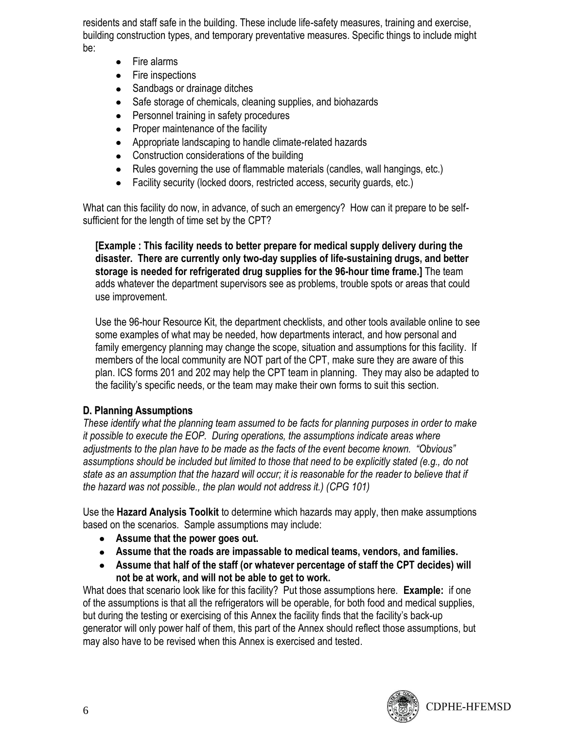residents and staff safe in the building. These include life-safety measures, training and exercise, building construction types, and temporary preventative measures. Specific things to include might be:

- Fire alarms
- Fire inspections
- Sandbags or drainage ditches
- Safe storage of chemicals, cleaning supplies, and biohazards
- Personnel training in safety procedures
- Proper maintenance of the facility
- Appropriate landscaping to handle climate-related hazards
- Construction considerations of the building
- Rules governing the use of flammable materials (candles, wall hangings, etc.)
- Facility security (locked doors, restricted access, security guards, etc.)

What can this facility do now, in advance, of such an emergency? How can it prepare to be self-sufficient for the length of time set by the CPT?

> **[Example : This facility needs to better prepare for medical supply delivery during the disaster. There are currently only two-day supplies of life-sustaining drugs, and better storage is needed for refrigerated drug supplies for the 96-hour time frame.]** The team adds whatever the department supervisors see as problems, trouble spots or areas that could use improvement.
>
> Use the 96-hour Resource Kit, the department checklists, and other tools available online to see some examples of what may be needed, how departments interact, and how personal and family emergency planning may change the scope, situation and assumptions for this facility. If members of the local community are NOT part of the CPT, make sure they are aware of this plan. ICS forms 201 and 202 may help the CPT team in planning. They may also be adapted to the facility's specific needs, or the team may make their own forms to suit this section.

### D. Planning Assumptions

*These identify what the planning team assumed to be facts for planning purposes in order to make it possible to execute the EOP. During operations, the assumptions indicate areas where adjustments to the plan have to be made as the facts of the event become known. "Obvious" assumptions should be included but limited to those that need to be explicitly stated (e.g., do not state as an assumption that the hazard will occur; it is reasonable for the reader to believe that if the hazard was not possible., the plan would not address it.) (CPG 101)*

Use the **Hazard Analysis Toolkit** to determine which hazards may apply, then make assumptions based on the scenarios. Sample assumptions may include:

- **Assume that the power goes out.**
- **Assume that the roads are impassable to medical teams, vendors, and families.**
- **Assume that half of the staff (or whatever percentage of staff the CPT decides) will not be at work, and will not be able to get to work.**

What does that scenario look like for this facility? Put those assumptions here. **Example:** if one of the assumptions is that all the refrigerators will be operable, for both food and medical supplies, but during the testing or exercising of this Annex the facility finds that the facility's back-up generator will only power half of them, this part of the Annex should reflect those assumptions, but may also have to be revised when this Annex is exercised and tested.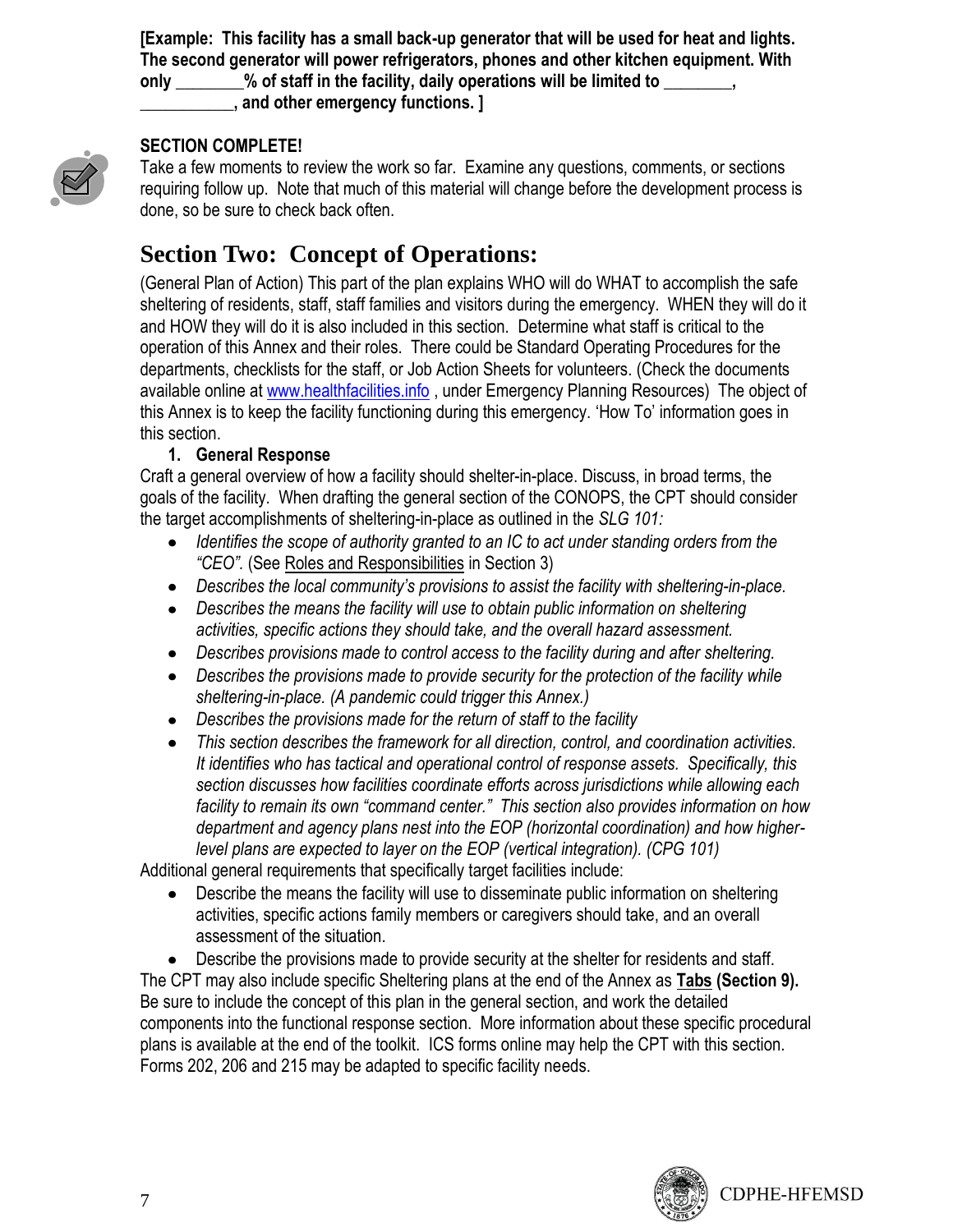**[Example: This facility has a small back-up generator that will be used for heat and lights. The second generator will power refrigerators, phones and other kitchen equipment. With only ________% of staff in the facility, daily operations will be limited to ________, ___________, and other emergency functions. ]**

**SECTION COMPLETE!**

Take a few moments to review the work so far. Examine any questions, comments, or sections requiring follow up. Note that much of this material will change before the development process is done, so be sure to check back often.

## Section Two: Concept of Operations:

(General Plan of Action) This part of the plan explains WHO will do WHAT to accomplish the safe sheltering of residents, staff, staff families and visitors during the emergency. WHEN they will do it and HOW they will do it is also included in this section. Determine what staff is critical to the operation of this Annex and their roles. There could be Standard Operating Procedures for the departments, checklists for the staff, or Job Action Sheets for volunteers. (Check the documents available online at www.healthfacilities.info , under Emergency Planning Resources) The object of this Annex is to keep the facility functioning during this emergency. 'How To' information goes in this section.

**1. General Response**

Craft a general overview of how a facility should shelter-in-place. Discuss, in broad terms, the goals of the facility. When drafting the general section of the CONOPS, the CPT should consider the target accomplishments of sheltering-in-place as outlined in the *SLG 101:*

- *Identifies the scope of authority granted to an IC to act under standing orders from the "CEO".* (See Roles and Responsibilities in Section 3)
- *Describes the local community's provisions to assist the facility with sheltering-in-place.*
- *Describes the means the facility will use to obtain public information on sheltering activities, specific actions they should take, and the overall hazard assessment.*
- *Describes provisions made to control access to the facility during and after sheltering.*
- *Describes the provisions made to provide security for the protection of the facility while sheltering-in-place. (A pandemic could trigger this Annex.)*
- *Describes the provisions made for the return of staff to the facility*
- *This section describes the framework for all direction, control, and coordination activities. It identifies who has tactical and operational control of response assets. Specifically, this section discusses how facilities coordinate efforts across jurisdictions while allowing each facility to remain its own "command center." This section also provides information on how department and agency plans nest into the EOP (horizontal coordination) and how higher-level plans are expected to layer on the EOP (vertical integration). (CPG 101)*

Additional general requirements that specifically target facilities include:

- Describe the means the facility will use to disseminate public information on sheltering activities, specific actions family members or caregivers should take, and an overall assessment of the situation.
- Describe the provisions made to provide security at the shelter for residents and staff.

The CPT may also include specific Sheltering plans at the end of the Annex as **Tabs (Section 9).** Be sure to include the concept of this plan in the general section, and work the detailed components into the functional response section. More information about these specific procedural plans is available at the end of the toolkit. ICS forms online may help the CPT with this section. Forms 202, 206 and 215 may be adapted to specific facility needs.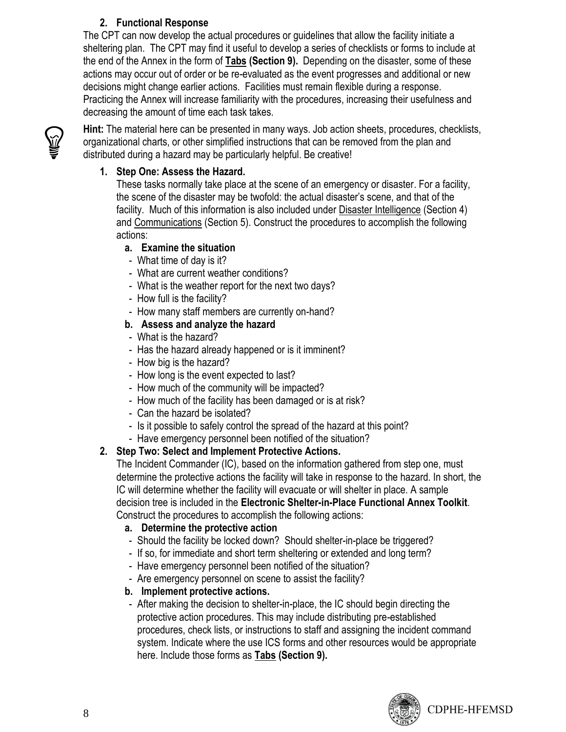### 2. Functional Response

The CPT can now develop the actual procedures or guidelines that allow the facility initiate a sheltering plan. The CPT may find it useful to develop a series of checklists or forms to include at the end of the Annex in the form of **Tabs (Section 9).** Depending on the disaster, some of these actions may occur out of order or be re-evaluated as the event progresses and additional or new decisions might change earlier actions. Facilities must remain flexible during a response. Practicing the Annex will increase familiarity with the procedures, increasing their usefulness and decreasing the amount of time each task takes.

**Hint:** The material here can be presented in many ways. Job action sheets, procedures, checklists, organizational charts, or other simplified instructions that can be removed from the plan and distributed during a hazard may be particularly helpful. Be creative!

1. **Step One: Assess the Hazard.**

   These tasks normally take place at the scene of an emergency or disaster. For a facility, the scene of the disaster may be twofold: the actual disaster's scene, and that of the facility. Much of this information is also included under Disaster Intelligence (Section 4) and Communications (Section 5). Construct the procedures to accomplish the following actions:

   a. **Examine the situation**
      - What time of day is it?
      - What are current weather conditions?
      - What is the weather report for the next two days?
      - How full is the facility?
      - How many staff members are currently on-hand?

   b. **Assess and analyze the hazard**
      - What is the hazard?
      - Has the hazard already happened or is it imminent?
      - How big is the hazard?
      - How long is the event expected to last?
      - How much of the community will be impacted?
      - How much of the facility has been damaged or is at risk?
      - Can the hazard be isolated?
      - Is it possible to safely control the spread of the hazard at this point?
      - Have emergency personnel been notified of the situation?

2. **Step Two: Select and Implement Protective Actions.**

   The Incident Commander (IC), based on the information gathered from step one, must determine the protective actions the facility will take in response to the hazard. In short, the IC will determine whether the facility will evacuate or will shelter in place. A sample decision tree is included in the **Electronic Shelter-in-Place Functional Annex Toolkit**. Construct the procedures to accomplish the following actions:

   a. **Determine the protective action**
      - Should the facility be locked down? Should shelter-in-place be triggered?
      - If so, for immediate and short term sheltering or extended and long term?
      - Have emergency personnel been notified of the situation?
      - Are emergency personnel on scene to assist the facility?

   b. **Implement protective actions.**
      - After making the decision to shelter-in-place, the IC should begin directing the protective action procedures. This may include distributing pre-established procedures, check lists, or instructions to staff and assigning the incident command system. Indicate where the use ICS forms and other resources would be appropriate here. Include those forms as **Tabs (Section 9).**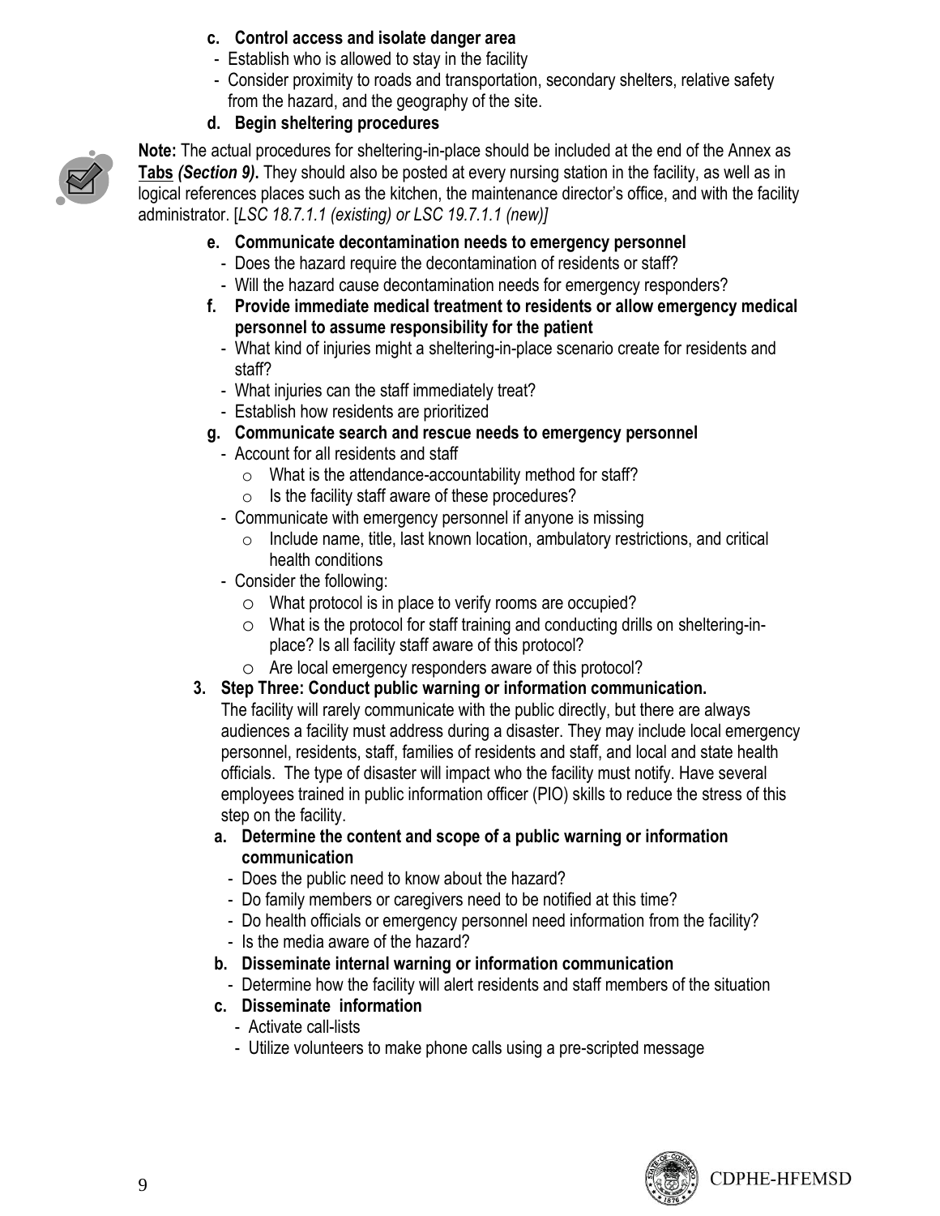**c. Control access and isolate danger area**

- Establish who is allowed to stay in the facility
- Consider proximity to roads and transportation, secondary shelters, relative safety from the hazard, and the geography of the site.

**d. Begin sheltering procedures**

**Note:** The actual procedures for sheltering-in-place should be included at the end of the Annex as **Tabs** ***(Section 9)***. They should also be posted at every nursing station in the facility, as well as in logical references places such as the kitchen, the maintenance director's office, and with the facility administrator. [*LSC 18.7.1.1 (existing) or LSC 19.7.1.1 (new)]*

**e. Communicate decontamination needs to emergency personnel**

- Does the hazard require the decontamination of residents or staff?
- Will the hazard cause decontamination needs for emergency responders?

**f. Provide immediate medical treatment to residents or allow emergency medical personnel to assume responsibility for the patient**

- What kind of injuries might a sheltering-in-place scenario create for residents and staff?
- What injuries can the staff immediately treat?
- Establish how residents are prioritized

**g. Communicate search and rescue needs to emergency personnel**

- Account for all residents and staff
  - What is the attendance-accountability method for staff?
  - Is the facility staff aware of these procedures?
- Communicate with emergency personnel if anyone is missing
  - Include name, title, last known location, ambulatory restrictions, and critical health conditions
- Consider the following:
  - What protocol is in place to verify rooms are occupied?
  - What is the protocol for staff training and conducting drills on sheltering-in-place? Is all facility staff aware of this protocol?
  - Are local emergency responders aware of this protocol?

**3. Step Three: Conduct public warning or information communication.**

The facility will rarely communicate with the public directly, but there are always audiences a facility must address during a disaster. They may include local emergency personnel, residents, staff, families of residents and staff, and local and state health officials. The type of disaster will impact who the facility must notify. Have several employees trained in public information officer (PIO) skills to reduce the stress of this step on the facility.

**a. Determine the content and scope of a public warning or information communication**

- Does the public need to know about the hazard?
- Do family members or caregivers need to be notified at this time?
- Do health officials or emergency personnel need information from the facility?
- Is the media aware of the hazard?

**b. Disseminate internal warning or information communication**

- Determine how the facility will alert residents and staff members of the situation

**c. Disseminate information**

- Activate call-lists
- Utilize volunteers to make phone calls using a pre-scripted message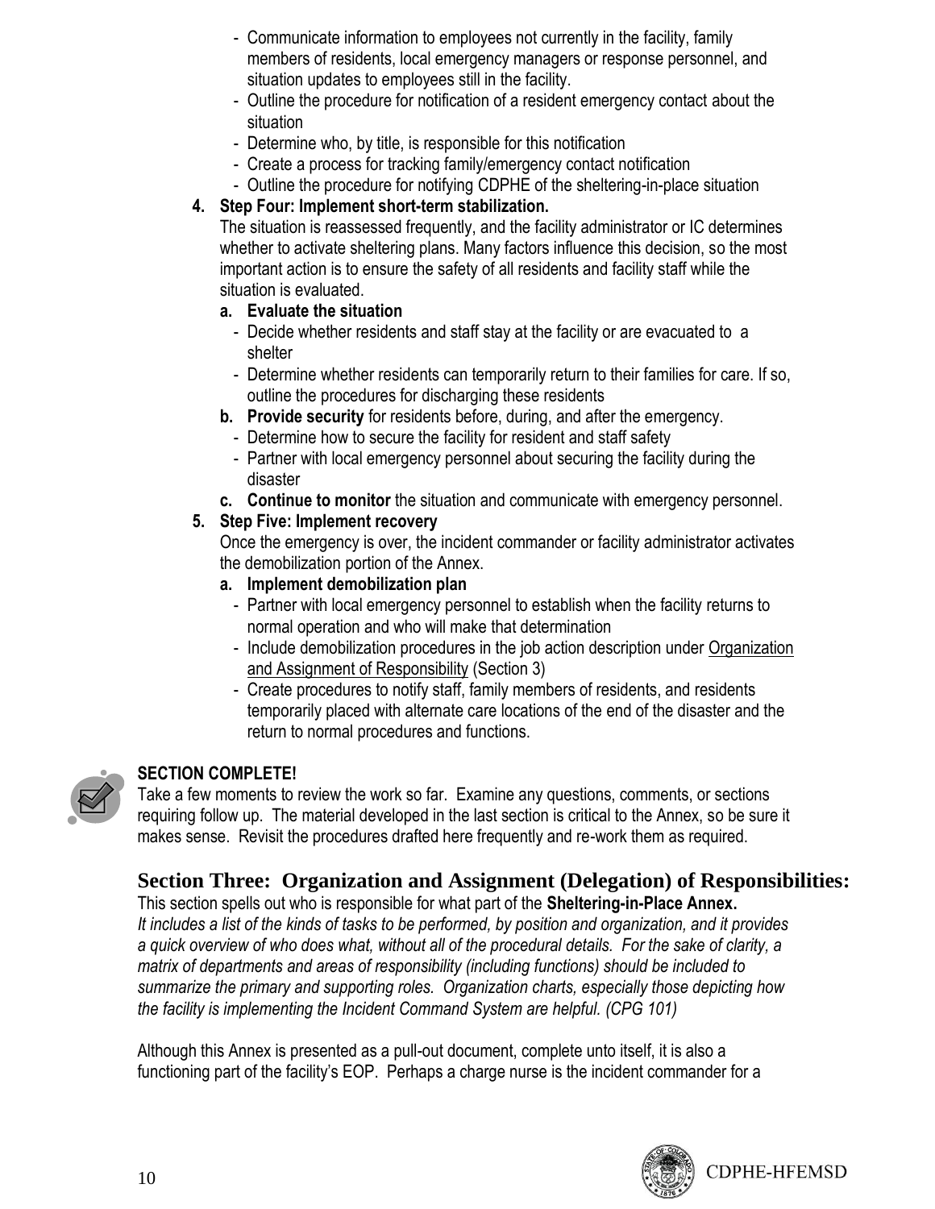- Communicate information to employees not currently in the facility, family members of residents, local emergency managers or response personnel, and situation updates to employees still in the facility.
- Outline the procedure for notification of a resident emergency contact about the situation
- Determine who, by title, is responsible for this notification
- Create a process for tracking family/emergency contact notification
- Outline the procedure for notifying CDPHE of the sheltering-in-place situation

4. **Step Four: Implement short-term stabilization.**
   The situation is reassessed frequently, and the facility administrator or IC determines whether to activate sheltering plans. Many factors influence this decision, so the most important action is to ensure the safety of all residents and facility staff while the situation is evaluated.
   a. **Evaluate the situation**
      - Decide whether residents and staff stay at the facility or are evacuated to a shelter
      - Determine whether residents can temporarily return to their families for care. If so, outline the procedures for discharging these residents
   b. **Provide security** for residents before, during, and after the emergency.
      - Determine how to secure the facility for resident and staff safety
      - Partner with local emergency personnel about securing the facility during the disaster
   c. **Continue to monitor** the situation and communicate with emergency personnel.

5. **Step Five: Implement recovery**
   Once the emergency is over, the incident commander or facility administrator activates the demobilization portion of the Annex.
   a. **Implement demobilization plan**
      - Partner with local emergency personnel to establish when the facility returns to normal operation and who will make that determination
      - Include demobilization procedures in the job action description under Organization and Assignment of Responsibility (Section 3)
      - Create procedures to notify staff, family members of residents, and residents temporarily placed with alternate care locations of the end of the disaster and the return to normal procedures and functions.

**SECTION COMPLETE!**
Take a few moments to review the work so far. Examine any questions, comments, or sections requiring follow up. The material developed in the last section is critical to the Annex, so be sure it makes sense. Revisit the procedures drafted here frequently and re-work them as required.

## Section Three: Organization and Assignment (Delegation) of Responsibilities:

This section spells out who is responsible for what part of the **Sheltering-in-Place Annex.**
*It includes a list of the kinds of tasks to be performed, by position and organization, and it provides a quick overview of who does what, without all of the procedural details. For the sake of clarity, a matrix of departments and areas of responsibility (including functions) should be included to summarize the primary and supporting roles. Organization charts, especially those depicting how the facility is implementing the Incident Command System are helpful. (CPG 101)*

Although this Annex is presented as a pull-out document, complete unto itself, it is also a functioning part of the facility's EOP. Perhaps a charge nurse is the incident commander for a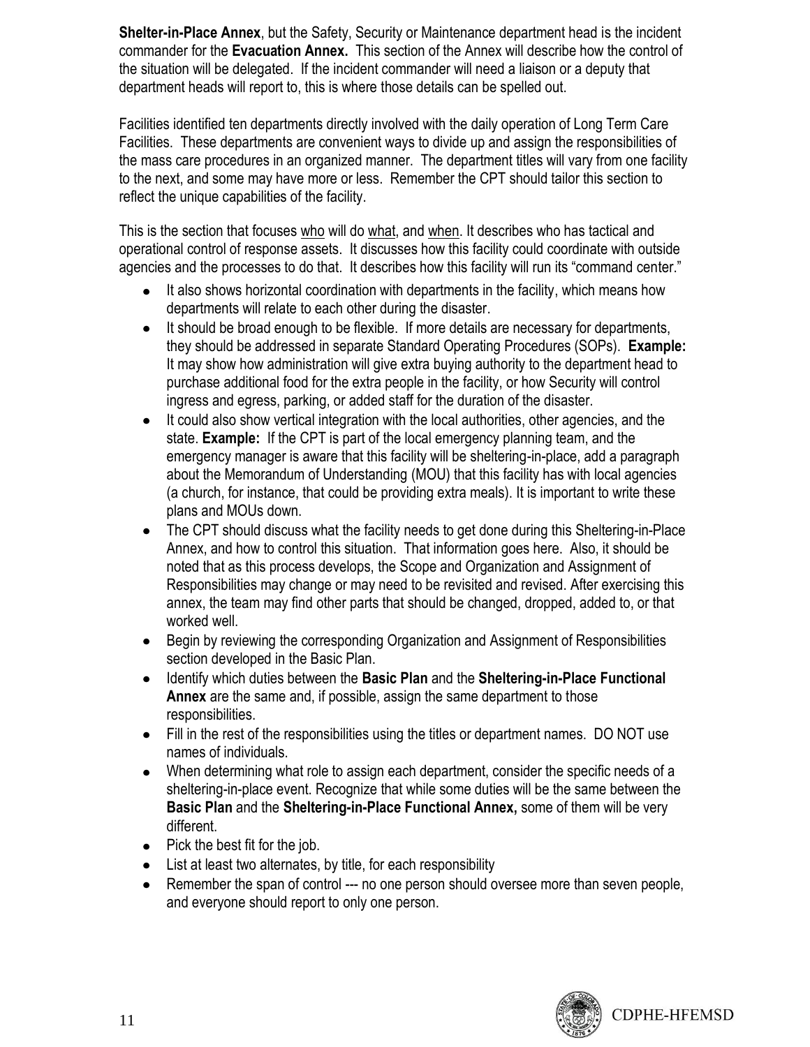**Shelter-in-Place Annex**, but the Safety, Security or Maintenance department head is the incident commander for the **Evacuation Annex.** This section of the Annex will describe how the control of the situation will be delegated. If the incident commander will need a liaison or a deputy that department heads will report to, this is where those details can be spelled out.

Facilities identified ten departments directly involved with the daily operation of Long Term Care Facilities. These departments are convenient ways to divide up and assign the responsibilities of the mass care procedures in an organized manner. The department titles will vary from one facility to the next, and some may have more or less. Remember the CPT should tailor this section to reflect the unique capabilities of the facility.

This is the section that focuses <u>who</u> will do <u>what</u>, and <u>when</u>. It describes who has tactical and operational control of response assets. It discusses how this facility could coordinate with outside agencies and the processes to do that. It describes how this facility will run its "command center."

- It also shows horizontal coordination with departments in the facility, which means how departments will relate to each other during the disaster.
- It should be broad enough to be flexible. If more details are necessary for departments, they should be addressed in separate Standard Operating Procedures (SOPs). **Example:** It may show how administration will give extra buying authority to the department head to purchase additional food for the extra people in the facility, or how Security will control ingress and egress, parking, or added staff for the duration of the disaster.
- It could also show vertical integration with the local authorities, other agencies, and the state. **Example:** If the CPT is part of the local emergency planning team, and the emergency manager is aware that this facility will be sheltering-in-place, add a paragraph about the Memorandum of Understanding (MOU) that this facility has with local agencies (a church, for instance, that could be providing extra meals). It is important to write these plans and MOUs down.
- The CPT should discuss what the facility needs to get done during this Sheltering-in-Place Annex, and how to control this situation. That information goes here. Also, it should be noted that as this process develops, the Scope and Organization and Assignment of Responsibilities may change or may need to be revisited and revised. After exercising this annex, the team may find other parts that should be changed, dropped, added to, or that worked well.
- Begin by reviewing the corresponding Organization and Assignment of Responsibilities section developed in the Basic Plan.
- Identify which duties between the **Basic Plan** and the **Sheltering-in-Place Functional Annex** are the same and, if possible, assign the same department to those responsibilities.
- Fill in the rest of the responsibilities using the titles or department names. DO NOT use names of individuals.
- When determining what role to assign each department, consider the specific needs of a sheltering-in-place event. Recognize that while some duties will be the same between the **Basic Plan** and the **Sheltering-in-Place Functional Annex,** some of them will be very different.
- Pick the best fit for the job.
- List at least two alternates, by title, for each responsibility
- Remember the span of control --- no one person should oversee more than seven people, and everyone should report to only one person.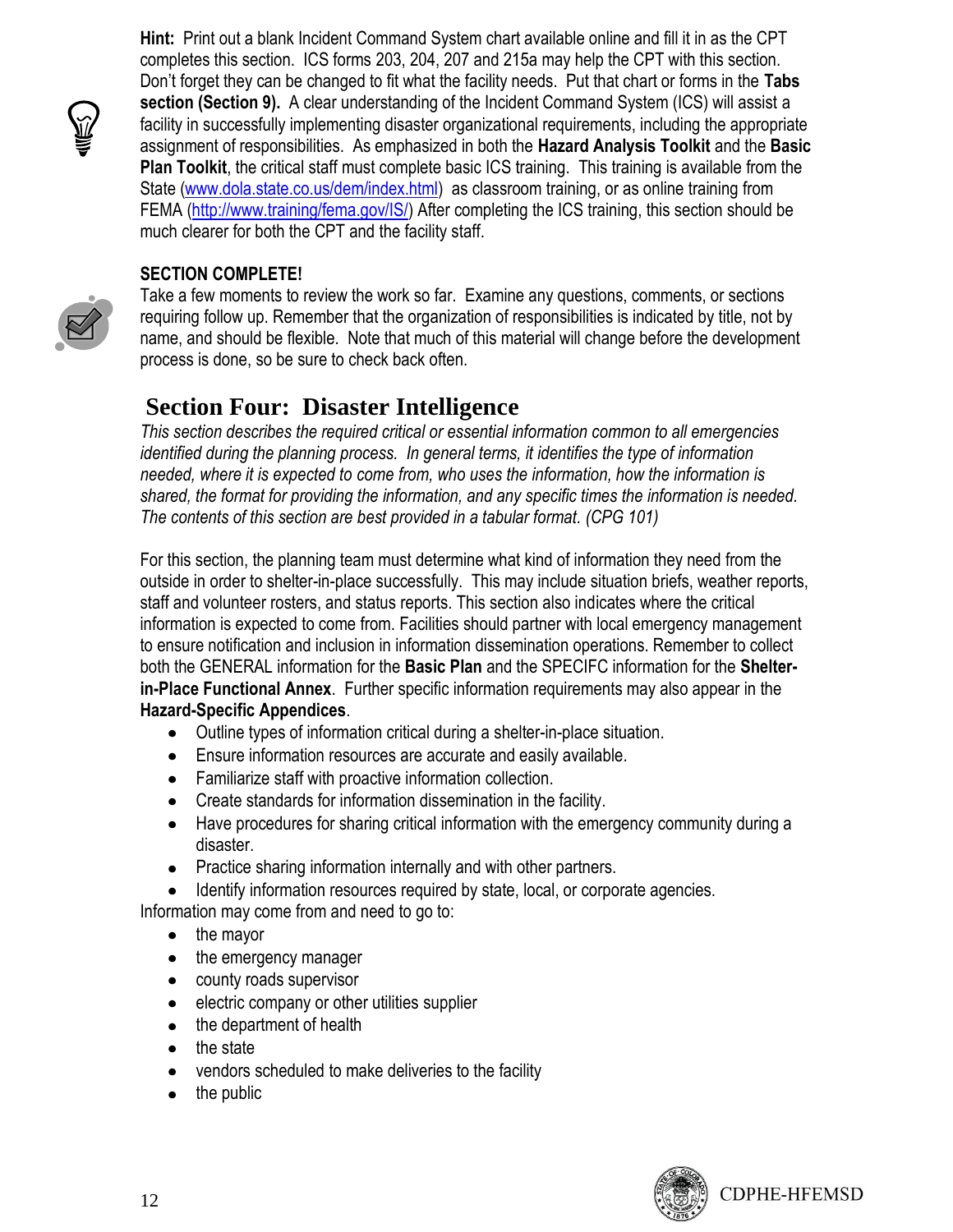**Hint:** Print out a blank Incident Command System chart available online and fill it in as the CPT completes this section. ICS forms 203, 204, 207 and 215a may help the CPT with this section. Don't forget they can be changed to fit what the facility needs. Put that chart or forms in the **Tabs section (Section 9).** A clear understanding of the Incident Command System (ICS) will assist a facility in successfully implementing disaster organizational requirements, including the appropriate assignment of responsibilities. As emphasized in both the **Hazard Analysis Toolkit** and the **Basic Plan Toolkit**, the critical staff must complete basic ICS training. This training is available from the State (www.dola.state.co.us/dem/index.html) as classroom training, or as online training from FEMA (http://www.training/fema.gov/IS/) After completing the ICS training, this section should be much clearer for both the CPT and the facility staff.

**SECTION COMPLETE!**

Take a few moments to review the work so far. Examine any questions, comments, or sections requiring follow up. Remember that the organization of responsibilities is indicated by title, not by name, and should be flexible. Note that much of this material will change before the development process is done, so be sure to check back often.

# Section Four: Disaster Intelligence

*This section describes the required critical or essential information common to all emergencies identified during the planning process. In general terms, it identifies the type of information needed, where it is expected to come from, who uses the information, how the information is shared, the format for providing the information, and any specific times the information is needed. The contents of this section are best provided in a tabular format. (CPG 101)*

For this section, the planning team must determine what kind of information they need from the outside in order to shelter-in-place successfully. This may include situation briefs, weather reports, staff and volunteer rosters, and status reports. This section also indicates where the critical information is expected to come from. Facilities should partner with local emergency management to ensure notification and inclusion in information dissemination operations. Remember to collect both the GENERAL information for the **Basic Plan** and the SPECIFC information for the **Shelter-in-Place Functional Annex**. Further specific information requirements may also appear in the **Hazard-Specific Appendices**.

- Outline types of information critical during a shelter-in-place situation.
- Ensure information resources are accurate and easily available.
- Familiarize staff with proactive information collection.
- Create standards for information dissemination in the facility.
- Have procedures for sharing critical information with the emergency community during a disaster.
- Practice sharing information internally and with other partners.
- Identify information resources required by state, local, or corporate agencies.

Information may come from and need to go to:

- the mayor
- the emergency manager
- county roads supervisor
- electric company or other utilities supplier
- the department of health
- the state
- vendors scheduled to make deliveries to the facility
- the public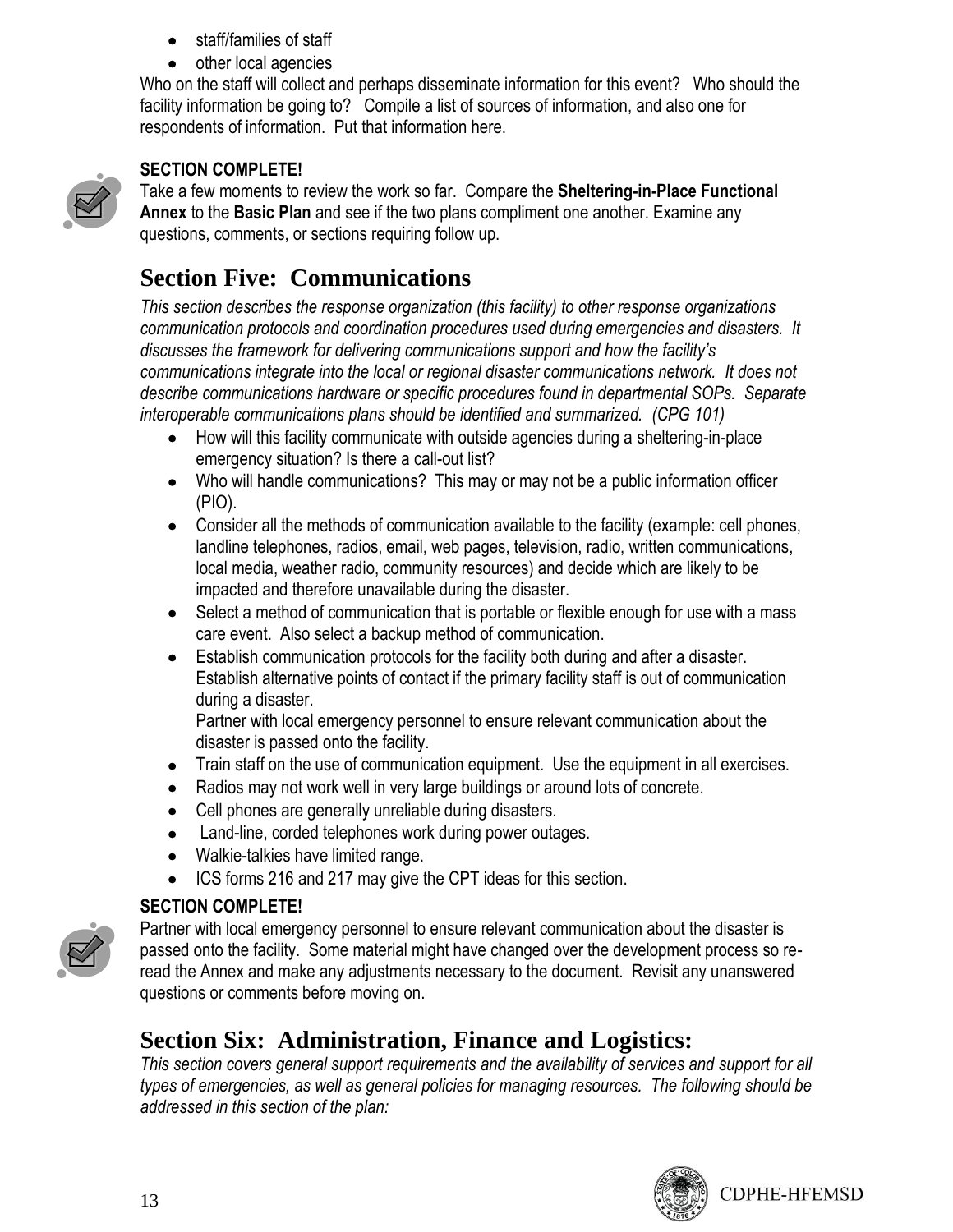- staff/families of staff
- other local agencies

Who on the staff will collect and perhaps disseminate information for this event? Who should the facility information be going to? Compile a list of sources of information, and also one for respondents of information. Put that information here.

**SECTION COMPLETE!**

Take a few moments to review the work so far. Compare the **Sheltering-in-Place Functional Annex** to the **Basic Plan** and see if the two plans compliment one another. Examine any questions, comments, or sections requiring follow up.

## Section Five: Communications

*This section describes the response organization (this facility) to other response organizations communication protocols and coordination procedures used during emergencies and disasters. It discusses the framework for delivering communications support and how the facility's communications integrate into the local or regional disaster communications network. It does not describe communications hardware or specific procedures found in departmental SOPs. Separate interoperable communications plans should be identified and summarized. (CPG 101)*

- How will this facility communicate with outside agencies during a sheltering-in-place emergency situation? Is there a call-out list?
- Who will handle communications? This may or may not be a public information officer (PIO).
- Consider all the methods of communication available to the facility (example: cell phones, landline telephones, radios, email, web pages, television, radio, written communications, local media, weather radio, community resources) and decide which are likely to be impacted and therefore unavailable during the disaster.
- Select a method of communication that is portable or flexible enough for use with a mass care event. Also select a backup method of communication.
- Establish communication protocols for the facility both during and after a disaster. Establish alternative points of contact if the primary facility staff is out of communication during a disaster.
  Partner with local emergency personnel to ensure relevant communication about the disaster is passed onto the facility.
- Train staff on the use of communication equipment. Use the equipment in all exercises.
- Radios may not work well in very large buildings or around lots of concrete.
- Cell phones are generally unreliable during disasters.
- Land-line, corded telephones work during power outages.
- Walkie-talkies have limited range.
- ICS forms 216 and 217 may give the CPT ideas for this section.

**SECTION COMPLETE!**

Partner with local emergency personnel to ensure relevant communication about the disaster is passed onto the facility. Some material might have changed over the development process so re-read the Annex and make any adjustments necessary to the document. Revisit any unanswered questions or comments before moving on.

## Section Six: Administration, Finance and Logistics:

*This section covers general support requirements and the availability of services and support for all types of emergencies, as well as general policies for managing resources. The following should be addressed in this section of the plan:*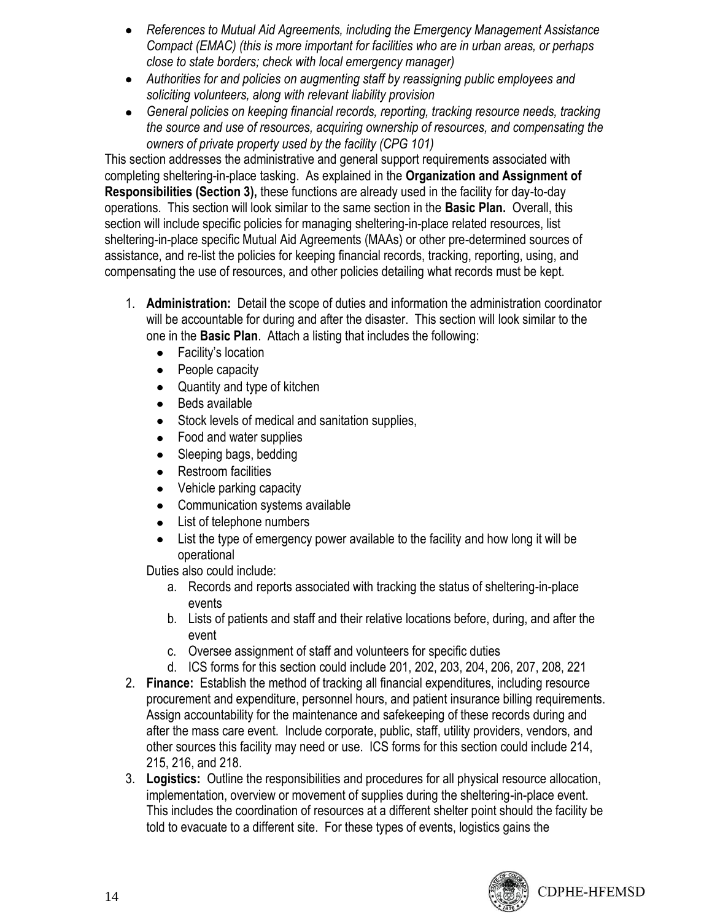- *References to Mutual Aid Agreements, including the Emergency Management Assistance Compact (EMAC) (this is more important for facilities who are in urban areas, or perhaps close to state borders; check with local emergency manager)*
- *Authorities for and policies on augmenting staff by reassigning public employees and soliciting volunteers, along with relevant liability provision*
- *General policies on keeping financial records, reporting, tracking resource needs, tracking the source and use of resources, acquiring ownership of resources, and compensating the owners of private property used by the facility (CPG 101)*

This section addresses the administrative and general support requirements associated with completing sheltering-in-place tasking. As explained in the **Organization and Assignment of Responsibilities (Section 3),** these functions are already used in the facility for day-to-day operations. This section will look similar to the same section in the **Basic Plan.** Overall, this section will include specific policies for managing sheltering-in-place related resources, list sheltering-in-place specific Mutual Aid Agreements (MAAs) or other pre-determined sources of assistance, and re-list the policies for keeping financial records, tracking, reporting, using, and compensating the use of resources, and other policies detailing what records must be kept.

1. **Administration:** Detail the scope of duties and information the administration coordinator will be accountable for during and after the disaster. This section will look similar to the one in the **Basic Plan**. Attach a listing that includes the following:
   - Facility's location
   - People capacity
   - Quantity and type of kitchen
   - Beds available
   - Stock levels of medical and sanitation supplies,
   - Food and water supplies
   - Sleeping bags, bedding
   - Restroom facilities
   - Vehicle parking capacity
   - Communication systems available
   - List of telephone numbers
   - List the type of emergency power available to the facility and how long it will be operational

   Duties also could include:
   a. Records and reports associated with tracking the status of sheltering-in-place events
   b. Lists of patients and staff and their relative locations before, during, and after the event
   c. Oversee assignment of staff and volunteers for specific duties
   d. ICS forms for this section could include 201, 202, 203, 204, 206, 207, 208, 221
2. **Finance:** Establish the method of tracking all financial expenditures, including resource procurement and expenditure, personnel hours, and patient insurance billing requirements. Assign accountability for the maintenance and safekeeping of these records during and after the mass care event. Include corporate, public, staff, utility providers, vendors, and other sources this facility may need or use. ICS forms for this section could include 214, 215, 216, and 218.
3. **Logistics:** Outline the responsibilities and procedures for all physical resource allocation, implementation, overview or movement of supplies during the sheltering-in-place event. This includes the coordination of resources at a different shelter point should the facility be told to evacuate to a different site. For these types of events, logistics gains the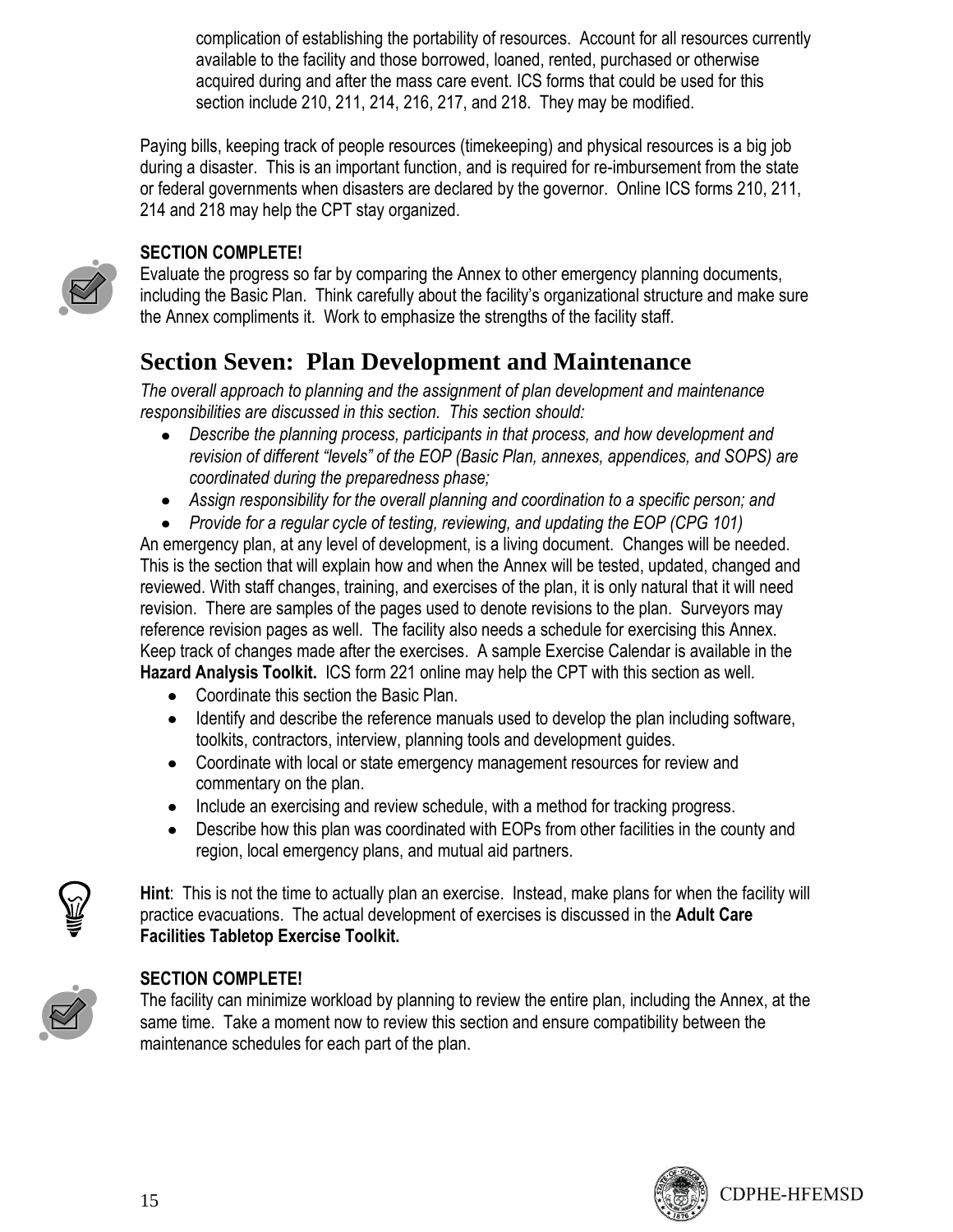complication of establishing the portability of resources. Account for all resources currently available to the facility and those borrowed, loaned, rented, purchased or otherwise acquired during and after the mass care event. ICS forms that could be used for this section include 210, 211, 214, 216, 217, and 218. They may be modified.

Paying bills, keeping track of people resources (timekeeping) and physical resources is a big job during a disaster. This is an important function, and is required for re-imbursement from the state or federal governments when disasters are declared by the governor. Online ICS forms 210, 211, 214 and 218 may help the CPT stay organized.

**SECTION COMPLETE!**
Evaluate the progress so far by comparing the Annex to other emergency planning documents, including the Basic Plan. Think carefully about the facility's organizational structure and make sure the Annex compliments it. Work to emphasize the strengths of the facility staff.

## Section Seven: Plan Development and Maintenance

*The overall approach to planning and the assignment of plan development and maintenance responsibilities are discussed in this section. This section should:*

- *Describe the planning process, participants in that process, and how development and revision of different "levels" of the EOP (Basic Plan, annexes, appendices, and SOPS) are coordinated during the preparedness phase;*
- *Assign responsibility for the overall planning and coordination to a specific person; and*
- *Provide for a regular cycle of testing, reviewing, and updating the EOP (CPG 101)*

An emergency plan, at any level of development, is a living document. Changes will be needed. This is the section that will explain how and when the Annex will be tested, updated, changed and reviewed. With staff changes, training, and exercises of the plan, it is only natural that it will need revision. There are samples of the pages used to denote revisions to the plan. Surveyors may reference revision pages as well. The facility also needs a schedule for exercising this Annex. Keep track of changes made after the exercises. A sample Exercise Calendar is available in the **Hazard Analysis Toolkit.** ICS form 221 online may help the CPT with this section as well.

- Coordinate this section the Basic Plan.
- Identify and describe the reference manuals used to develop the plan including software, toolkits, contractors, interview, planning tools and development guides.
- Coordinate with local or state emergency management resources for review and commentary on the plan.
- Include an exercising and review schedule, with a method for tracking progress.
- Describe how this plan was coordinated with EOPs from other facilities in the county and region, local emergency plans, and mutual aid partners.

**Hint**: This is not the time to actually plan an exercise. Instead, make plans for when the facility will practice evacuations. The actual development of exercises is discussed in the **Adult Care Facilities Tabletop Exercise Toolkit.**

**SECTION COMPLETE!**
The facility can minimize workload by planning to review the entire plan, including the Annex, at the same time. Take a moment now to review this section and ensure compatibility between the maintenance schedules for each part of the plan.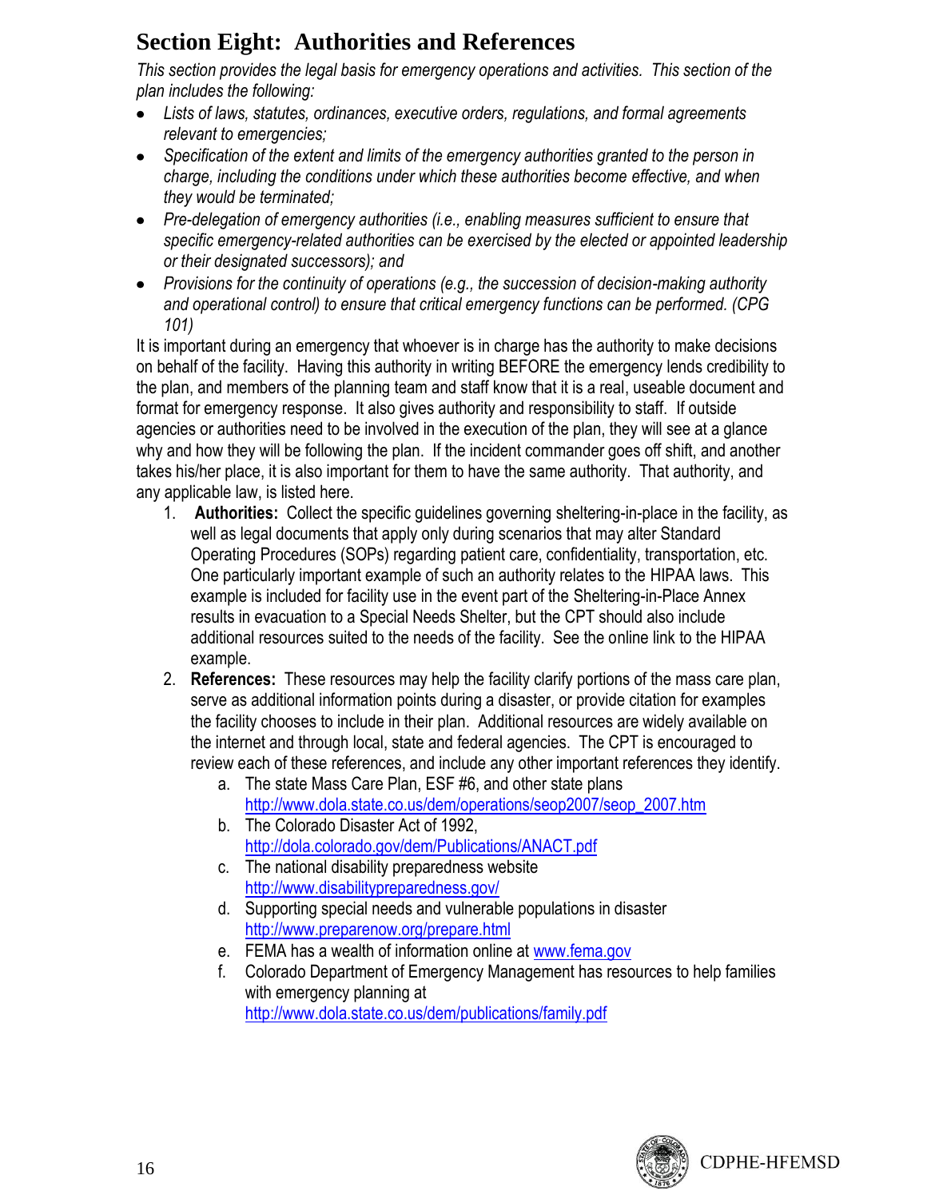# Section Eight: Authorities and References

*This section provides the legal basis for emergency operations and activities. This section of the plan includes the following:*

- *Lists of laws, statutes, ordinances, executive orders, regulations, and formal agreements relevant to emergencies;*
- *Specification of the extent and limits of the emergency authorities granted to the person in charge, including the conditions under which these authorities become effective, and when they would be terminated;*
- *Pre-delegation of emergency authorities (i.e., enabling measures sufficient to ensure that specific emergency-related authorities can be exercised by the elected or appointed leadership or their designated successors); and*
- *Provisions for the continuity of operations (e.g., the succession of decision-making authority and operational control) to ensure that critical emergency functions can be performed. (CPG 101)*

It is important during an emergency that whoever is in charge has the authority to make decisions on behalf of the facility. Having this authority in writing BEFORE the emergency lends credibility to the plan, and members of the planning team and staff know that it is a real, useable document and format for emergency response. It also gives authority and responsibility to staff. If outside agencies or authorities need to be involved in the execution of the plan, they will see at a glance why and how they will be following the plan. If the incident commander goes off shift, and another takes his/her place, it is also important for them to have the same authority. That authority, and any applicable law, is listed here.

1. **Authorities:** Collect the specific guidelines governing sheltering-in-place in the facility, as well as legal documents that apply only during scenarios that may alter Standard Operating Procedures (SOPs) regarding patient care, confidentiality, transportation, etc. One particularly important example of such an authority relates to the HIPAA laws. This example is included for facility use in the event part of the Sheltering-in-Place Annex results in evacuation to a Special Needs Shelter, but the CPT should also include additional resources suited to the needs of the facility. See the online link to the HIPAA example.
2. **References:** These resources may help the facility clarify portions of the mass care plan, serve as additional information points during a disaster, or provide citation for examples the facility chooses to include in their plan. Additional resources are widely available on the internet and through local, state and federal agencies. The CPT is encouraged to review each of these references, and include any other important references they identify.
   a. The state Mass Care Plan, ESF #6, and other state plans http://www.dola.state.co.us/dem/operations/seop2007/seop_2007.htm
   b. The Colorado Disaster Act of 1992, http://dola.colorado.gov/dem/Publications/ANACT.pdf
   c. The national disability preparedness website http://www.disabilitypreparedness.gov/
   d. Supporting special needs and vulnerable populations in disaster http://www.preparenow.org/prepare.html
   e. FEMA has a wealth of information online at www.fema.gov
   f. Colorado Department of Emergency Management has resources to help families with emergency planning at http://www.dola.state.co.us/dem/publications/family.pdf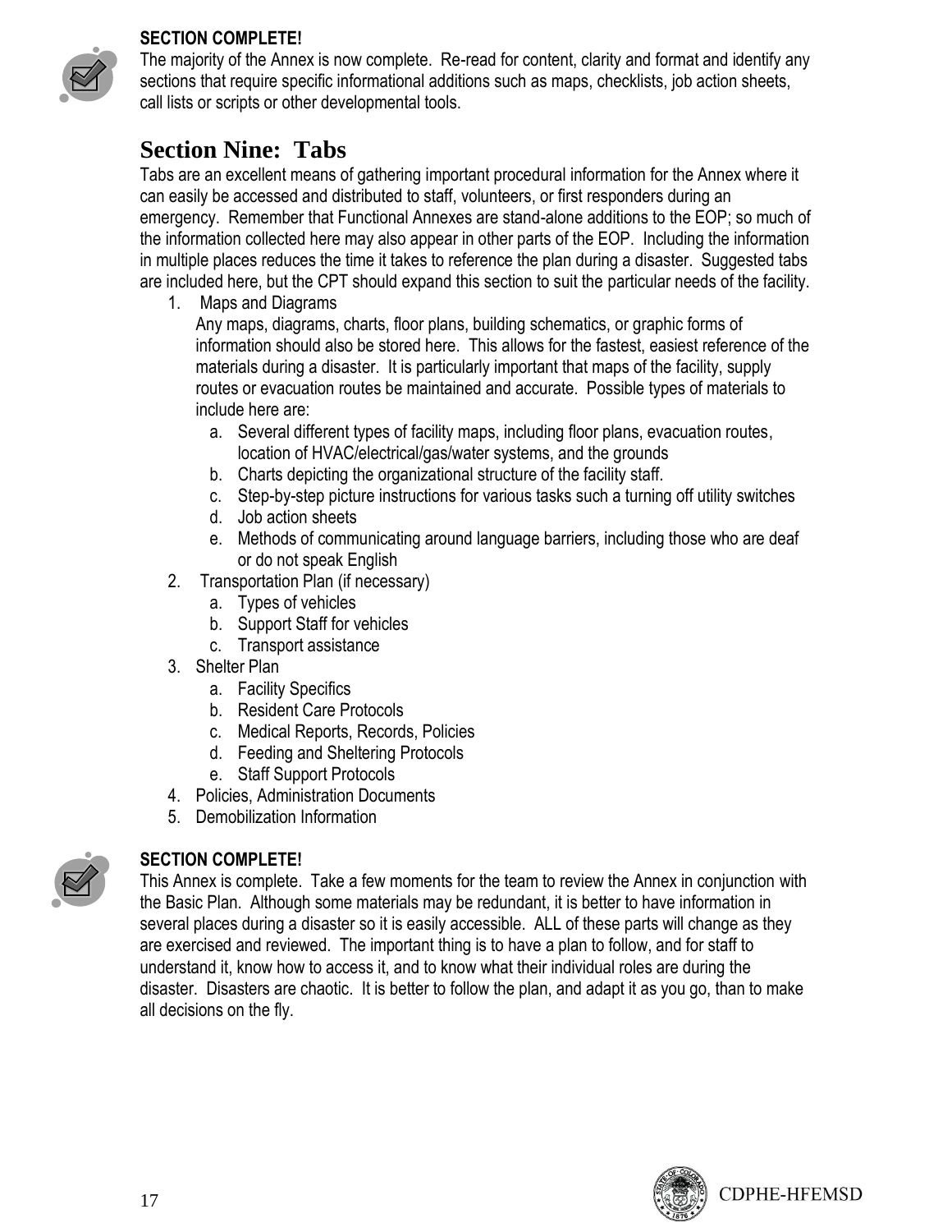**SECTION COMPLETE!**

The majority of the Annex is now complete. Re-read for content, clarity and format and identify any sections that require specific informational additions such as maps, checklists, job action sheets, call lists or scripts or other developmental tools.

# Section Nine: Tabs

Tabs are an excellent means of gathering important procedural information for the Annex where it can easily be accessed and distributed to staff, volunteers, or first responders during an emergency. Remember that Functional Annexes are stand-alone additions to the EOP; so much of the information collected here may also appear in other parts of the EOP. Including the information in multiple places reduces the time it takes to reference the plan during a disaster. Suggested tabs are included here, but the CPT should expand this section to suit the particular needs of the facility.

1. Maps and Diagrams
   Any maps, diagrams, charts, floor plans, building schematics, or graphic forms of information should also be stored here. This allows for the fastest, easiest reference of the materials during a disaster. It is particularly important that maps of the facility, supply routes or evacuation routes be maintained and accurate. Possible types of materials to include here are:
   a. Several different types of facility maps, including floor plans, evacuation routes, location of HVAC/electrical/gas/water systems, and the grounds
   b. Charts depicting the organizational structure of the facility staff.
   c. Step-by-step picture instructions for various tasks such a turning off utility switches
   d. Job action sheets
   e. Methods of communicating around language barriers, including those who are deaf or do not speak English
2. Transportation Plan (if necessary)
   a. Types of vehicles
   b. Support Staff for vehicles
   c. Transport assistance
3. Shelter Plan
   a. Facility Specifics
   b. Resident Care Protocols
   c. Medical Reports, Records, Policies
   d. Feeding and Sheltering Protocols
   e. Staff Support Protocols
4. Policies, Administration Documents
5. Demobilization Information

**SECTION COMPLETE!**

This Annex is complete. Take a few moments for the team to review the Annex in conjunction with the Basic Plan. Although some materials may be redundant, it is better to have information in several places during a disaster so it is easily accessible. ALL of these parts will change as they are exercised and reviewed. The important thing is to have a plan to follow, and for staff to understand it, know how to access it, and to know what their individual roles are during the disaster. Disasters are chaotic. It is better to follow the plan, and adapt it as you go, than to make all decisions on the fly.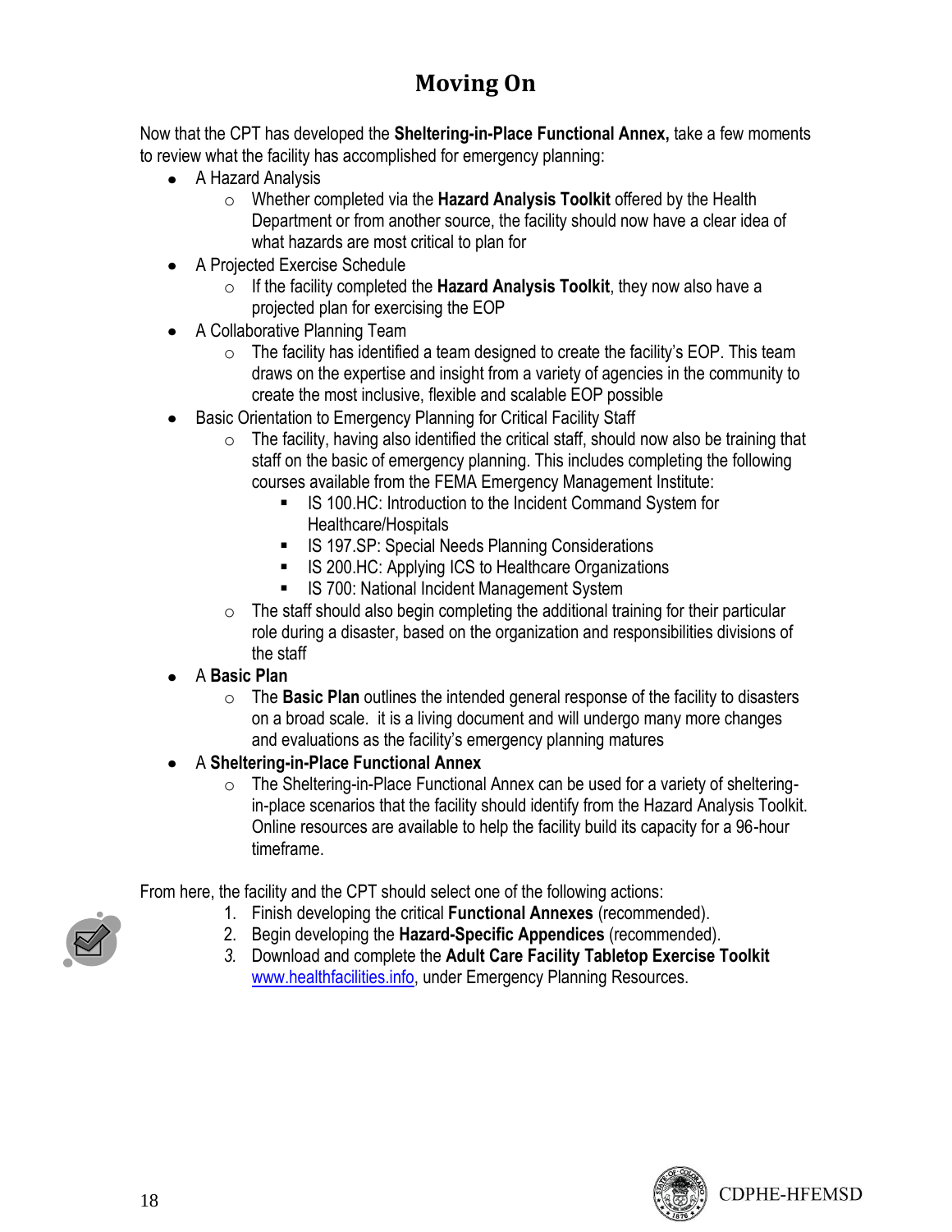# Moving On

Now that the CPT has developed the **Sheltering-in-Place Functional Annex,** take a few moments to review what the facility has accomplished for emergency planning:

- A Hazard Analysis
  - Whether completed via the **Hazard Analysis Toolkit** offered by the Health Department or from another source, the facility should now have a clear idea of what hazards are most critical to plan for
- A Projected Exercise Schedule
  - If the facility completed the **Hazard Analysis Toolkit**, they now also have a projected plan for exercising the EOP
- A Collaborative Planning Team
  - The facility has identified a team designed to create the facility's EOP. This team draws on the expertise and insight from a variety of agencies in the community to create the most inclusive, flexible and scalable EOP possible
- Basic Orientation to Emergency Planning for Critical Facility Staff
  - The facility, having also identified the critical staff, should now also be training that staff on the basic of emergency planning. This includes completing the following courses available from the FEMA Emergency Management Institute:
    - IS 100.HC: Introduction to the Incident Command System for Healthcare/Hospitals
    - IS 197.SP: Special Needs Planning Considerations
    - IS 200.HC: Applying ICS to Healthcare Organizations
    - IS 700: National Incident Management System
  - The staff should also begin completing the additional training for their particular role during a disaster, based on the organization and responsibilities divisions of the staff
- A **Basic Plan**
  - The **Basic Plan** outlines the intended general response of the facility to disasters on a broad scale. it is a living document and will undergo many more changes and evaluations as the facility's emergency planning matures
- A **Sheltering-in-Place Functional Annex**
  - The Sheltering-in-Place Functional Annex can be used for a variety of sheltering-in-place scenarios that the facility should identify from the Hazard Analysis Toolkit. Online resources are available to help the facility build its capacity for a 96-hour timeframe.

From here, the facility and the CPT should select one of the following actions:

1. Finish developing the critical **Functional Annexes** (recommended).
2. Begin developing the **Hazard-Specific Appendices** (recommended).
3. Download and complete the **Adult Care Facility Tabletop Exercise Toolkit** www.healthfacilities.info, under Emergency Planning Resources.